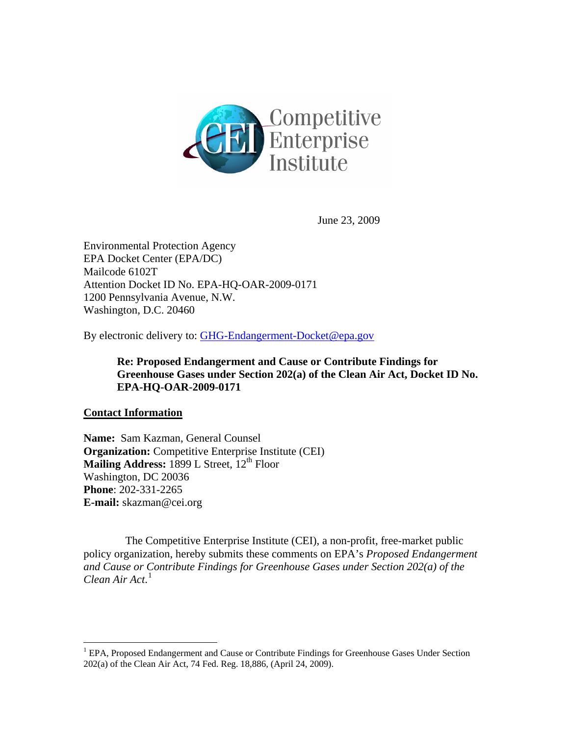Competitive Enterprise Institute

June 23, 2009

Environmental Protection Agency
EPA Docket Center (EPA/DC)
Mailcode 6102T
Attention Docket ID No. EPA-HQ-OAR-2009-0171
1200 Pennsylvania Avenue, N.W.
Washington, D.C. 20460

By electronic delivery to: GHG-Endangerment-Docket@epa.gov

**Re: Proposed Endangerment and Cause or Contribute Findings for Greenhouse Gases under Section 202(a) of the Clean Air Act, Docket ID No. EPA-HQ-OAR-2009-0171**

**Contact Information**

**Name:** Sam Kazman, General Counsel
**Organization:** Competitive Enterprise Institute (CEI)
**Mailing Address:** 1899 L Street, 12th Floor
Washington, DC 20036
**Phone**: 202-331-2265
**E-mail:** skazman@cei.org

The Competitive Enterprise Institute (CEI), a non-profit, free-market public policy organization, hereby submits these comments on EPA's *Proposed Endangerment and Cause or Contribute Findings for Greenhouse Gases under Section 202(a) of the Clean Air Act*.[1]

[1] EPA, Proposed Endangerment and Cause or Contribute Findings for Greenhouse Gases Under Section 202(a) of the Clean Air Act, 74 Fed. Reg. 18,886, (April 24, 2009).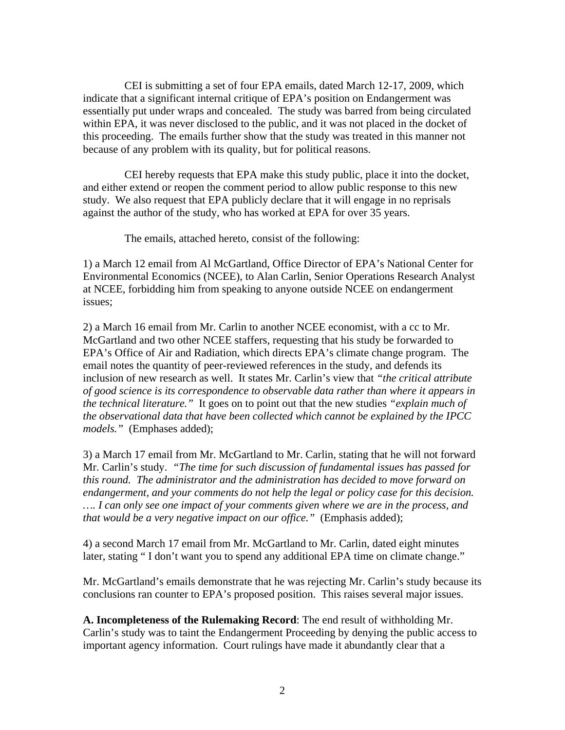CEI is submitting a set of four EPA emails, dated March 12-17, 2009, which indicate that a significant internal critique of EPA's position on Endangerment was essentially put under wraps and concealed. The study was barred from being circulated within EPA, it was never disclosed to the public, and it was not placed in the docket of this proceeding. The emails further show that the study was treated in this manner not because of any problem with its quality, but for political reasons.

CEI hereby requests that EPA make this study public, place it into the docket, and either extend or reopen the comment period to allow public response to this new study. We also request that EPA publicly declare that it will engage in no reprisals against the author of the study, who has worked at EPA for over 35 years.

The emails, attached hereto, consist of the following:

1) a March 12 email from Al McGartland, Office Director of EPA's National Center for Environmental Economics (NCEE), to Alan Carlin, Senior Operations Research Analyst at NCEE, forbidding him from speaking to anyone outside NCEE on endangerment issues;

2) a March 16 email from Mr. Carlin to another NCEE economist, with a cc to Mr. McGartland and two other NCEE staffers, requesting that his study be forwarded to EPA's Office of Air and Radiation, which directs EPA's climate change program. The email notes the quantity of peer-reviewed references in the study, and defends its inclusion of new research as well. It states Mr. Carlin's view that *"the critical attribute of good science is its correspondence to observable data rather than where it appears in the technical literature."* It goes on to point out that the new studies *"explain much of the observational data that have been collected which cannot be explained by the IPCC models."* (Emphases added);

3) a March 17 email from Mr. McGartland to Mr. Carlin, stating that he will not forward Mr. Carlin's study. *"The time for such discussion of fundamental issues has passed for this round. The administrator and the administration has decided to move forward on endangerment, and your comments do not help the legal or policy case for this decision. …. I can only see one impact of your comments given where we are in the process, and that would be a very negative impact on our office."* (Emphasis added);

4) a second March 17 email from Mr. McGartland to Mr. Carlin, dated eight minutes later, stating " I don't want you to spend any additional EPA time on climate change."

Mr. McGartland's emails demonstrate that he was rejecting Mr. Carlin's study because its conclusions ran counter to EPA's proposed position. This raises several major issues.

**A. Incompleteness of the Rulemaking Record**: The end result of withholding Mr. Carlin's study was to taint the Endangerment Proceeding by denying the public access to important agency information. Court rulings have made it abundantly clear that a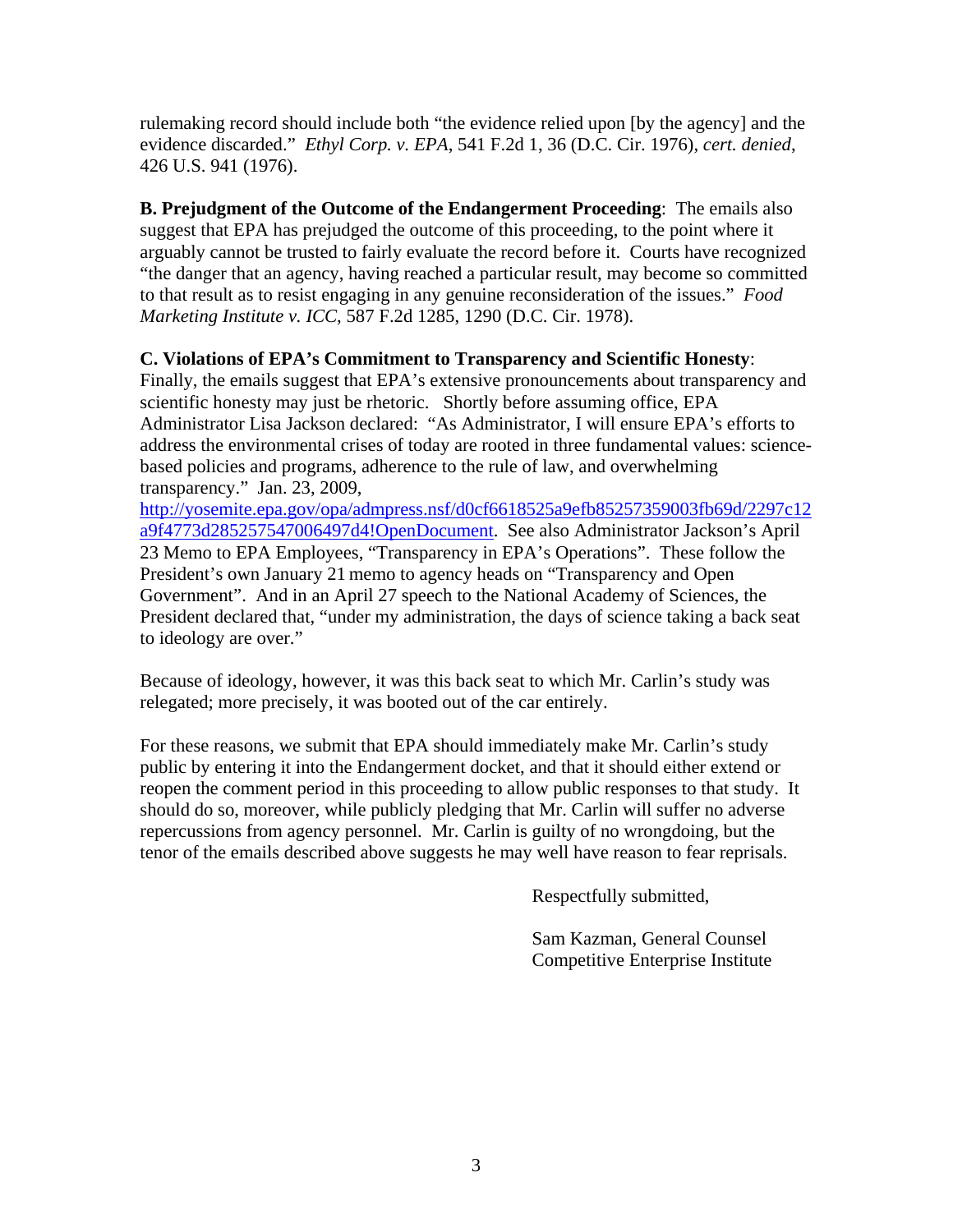rulemaking record should include both "the evidence relied upon [by the agency] and the evidence discarded." *Ethyl Corp. v. EPA*, 541 F.2d 1, 36 (D.C. Cir. 1976), *cert. denied*, 426 U.S. 941 (1976).

**B. Prejudgment of the Outcome of the Endangerment Proceeding**: The emails also suggest that EPA has prejudged the outcome of this proceeding, to the point where it arguably cannot be trusted to fairly evaluate the record before it. Courts have recognized "the danger that an agency, having reached a particular result, may become so committed to that result as to resist engaging in any genuine reconsideration of the issues." *Food Marketing Institute v. ICC*, 587 F.2d 1285, 1290 (D.C. Cir. 1978).

**C. Violations of EPA's Commitment to Transparency and Scientific Honesty**: Finally, the emails suggest that EPA's extensive pronouncements about transparency and scientific honesty may just be rhetoric. Shortly before assuming office, EPA Administrator Lisa Jackson declared: "As Administrator, I will ensure EPA's efforts to address the environmental crises of today are rooted in three fundamental values: science-based policies and programs, adherence to the rule of law, and overwhelming transparency." Jan. 23, 2009, [http://yosemite.epa.gov/opa/admpress.nsf/d0cf6618525a9efb85257359003fb69d/2297c12a9f4773d285257547006497d4!OpenDocument](http://yosemite.epa.gov/opa/admpress.nsf/d0cf6618525a9efb85257359003fb69d/2297c12a9f4773d285257547006497d4!OpenDocument). See also Administrator Jackson's April 23 Memo to EPA Employees, "Transparency in EPA's Operations". These follow the President's own January 21 memo to agency heads on "Transparency and Open Government". And in an April 27 speech to the National Academy of Sciences, the President declared that, "under my administration, the days of science taking a back seat to ideology are over."

Because of ideology, however, it was this back seat to which Mr. Carlin's study was relegated; more precisely, it was booted out of the car entirely.

For these reasons, we submit that EPA should immediately make Mr. Carlin's study public by entering it into the Endangerment docket, and that it should either extend or reopen the comment period in this proceeding to allow public responses to that study. It should do so, moreover, while publicly pledging that Mr. Carlin will suffer no adverse repercussions from agency personnel. Mr. Carlin is guilty of no wrongdoing, but the tenor of the emails described above suggests he may well have reason to fear reprisals.

Respectfully submitted,

Sam Kazman, General Counsel
Competitive Enterprise Institute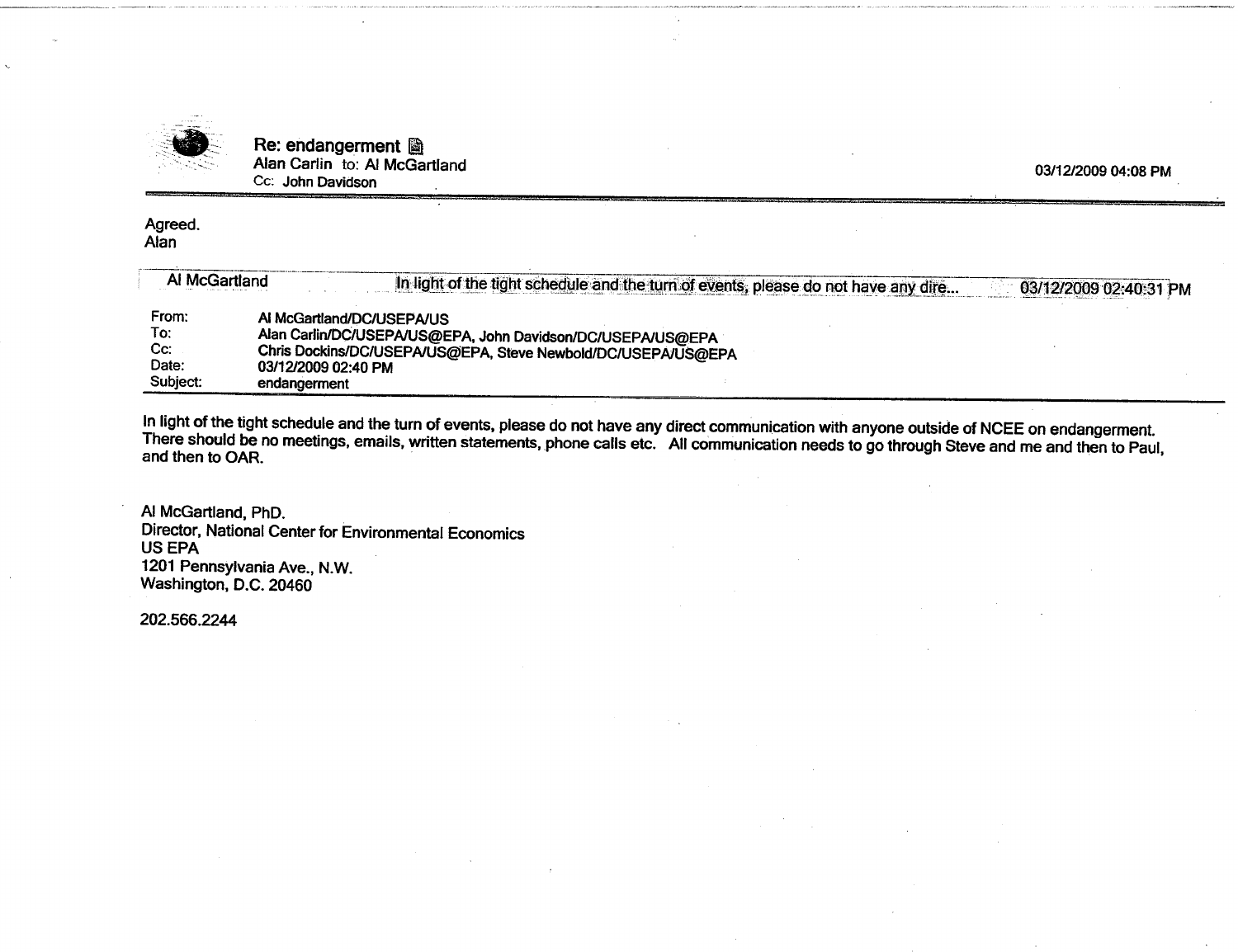**Re: endangerment**
Alan Carlin to: Al McGartland
Cc: John Davidson

03/12/2009 04:08 PM

Agreed.
Alan

| Al McGartland | In light of the tight schedule and the turn of events, please do not have any dire... | 03/12/2009 02:40:31 PM |
|---|---|---|

| | |
|---|---|
| From: | Al McGartland/DC/USEPA/US |
| To: | Alan Carlin/DC/USEPA/US@EPA, John Davidson/DC/USEPA/US@EPA |
| Cc: | Chris Dockins/DC/USEPA/US@EPA, Steve Newbold/DC/USEPA/US@EPA |
| Date: | 03/12/2009 02:40 PM |
| Subject: | endangerment |

In light of the tight schedule and the turn of events, please do not have any direct communication with anyone outside of NCEE on endangerment. There should be no meetings, emails, written statements, phone calls etc. All communication needs to go through Steve and me and then to Paul, and then to OAR.

Al McGartland, PhD.
Director, National Center for Environmental Economics
US EPA
1201 Pennsylvania Ave., N.W.
Washington, D.C. 20460

202.566.2244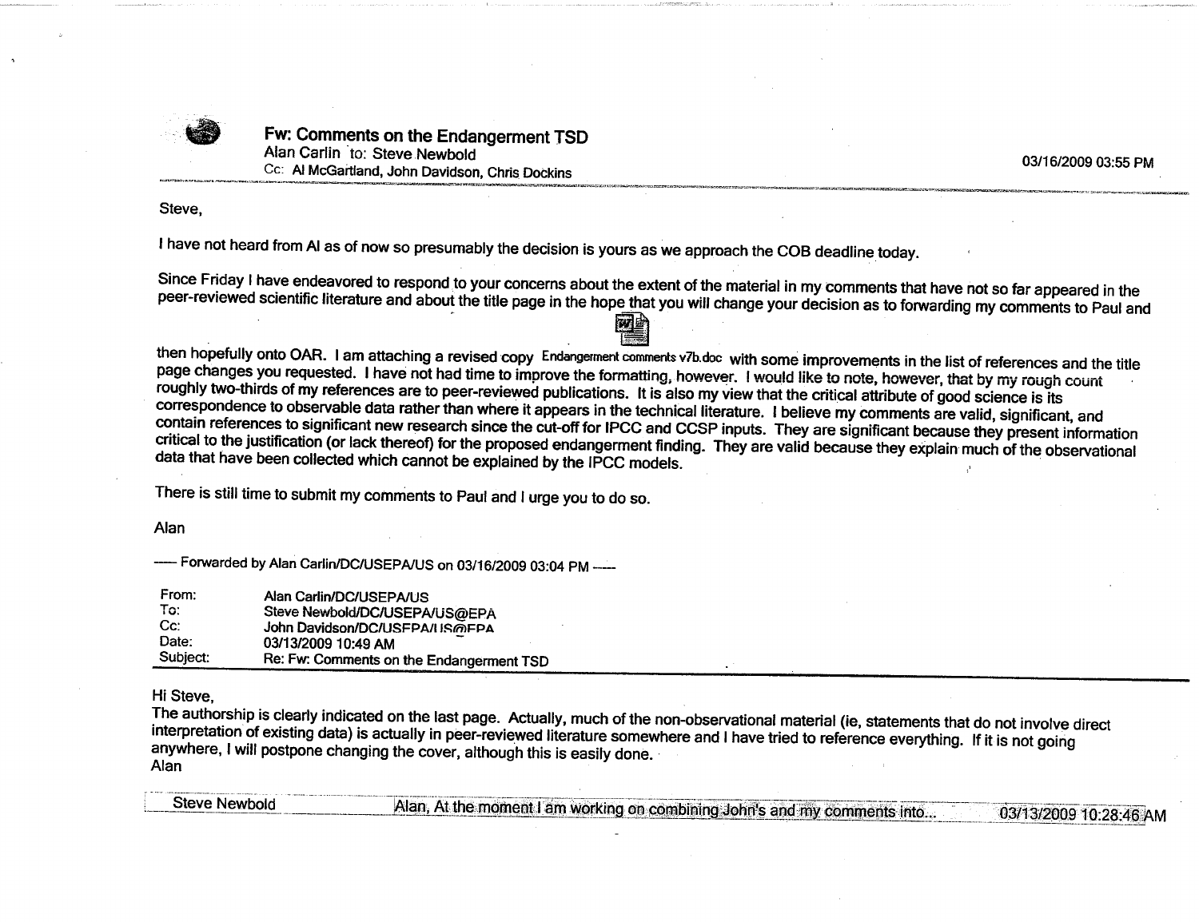## Fw: Comments on the Endangerment TSD

Alan Carlin to: Steve Newbold
Cc: Al McGartland, John Davidson, Chris Dockins

03/16/2009 03:55 PM

Steve,

I have not heard from Al as of now so presumably the decision is yours as we approach the COB deadline today.

Since Friday I have endeavored to respond to your concerns about the extent of the material in my comments that have not so far appeared in the peer-reviewed scientific literature and about the title page in the hope that you will change your decision as to forwarding my comments to Paul and then hopefully onto OAR. I am attaching a revised copy Endangerment comments v7b.doc with some improvements in the list of references and the title page changes you requested. I have not had time to improve the formatting, however. I would like to note, however, that by my rough count roughly two-thirds of my references are to peer-reviewed publications. It is also my view that the critical attribute of good science is its correspondence to observable data rather than where it appears in the technical literature. I believe my comments are valid, significant, and contain references to significant new research since the cut-off for IPCC and CCSP inputs. They are significant because they present information critical to the justification (or lack thereof) for the proposed endangerment finding. They are valid because they explain much of the observational data that have been collected which cannot be explained by the IPCC models.

There is still time to submit my comments to Paul and I urge you to do so.

Alan

----- Forwarded by Alan Carlin/DC/USEPA/US on 03/16/2009 03:04 PM -----

| | |
|---|---|
| From: | Alan Carlin/DC/USEPA/US |
| To: | Steve Newbold/DC/USEPA/US@EPA |
| Cc: | John Davidson/DC/USEPA/US@EPA |
| Date: | 03/13/2009 10:49 AM |
| Subject: | Re: Fw: Comments on the Endangerment TSD |

Hi Steve,

The authorship is clearly indicated on the last page. Actually, much of the non-observational material (ie, statements that do not involve direct interpretation of existing data) is actually in peer-reviewed literature somewhere and I have tried to reference everything. If it is not going anywhere, I will postpone changing the cover, although this is easily done.

Alan

| | | |
|---|---|---|
| Steve Newbold | Alan, At the moment I am working on combining John's and my comments into... | 03/13/2009 10:28:46 AM |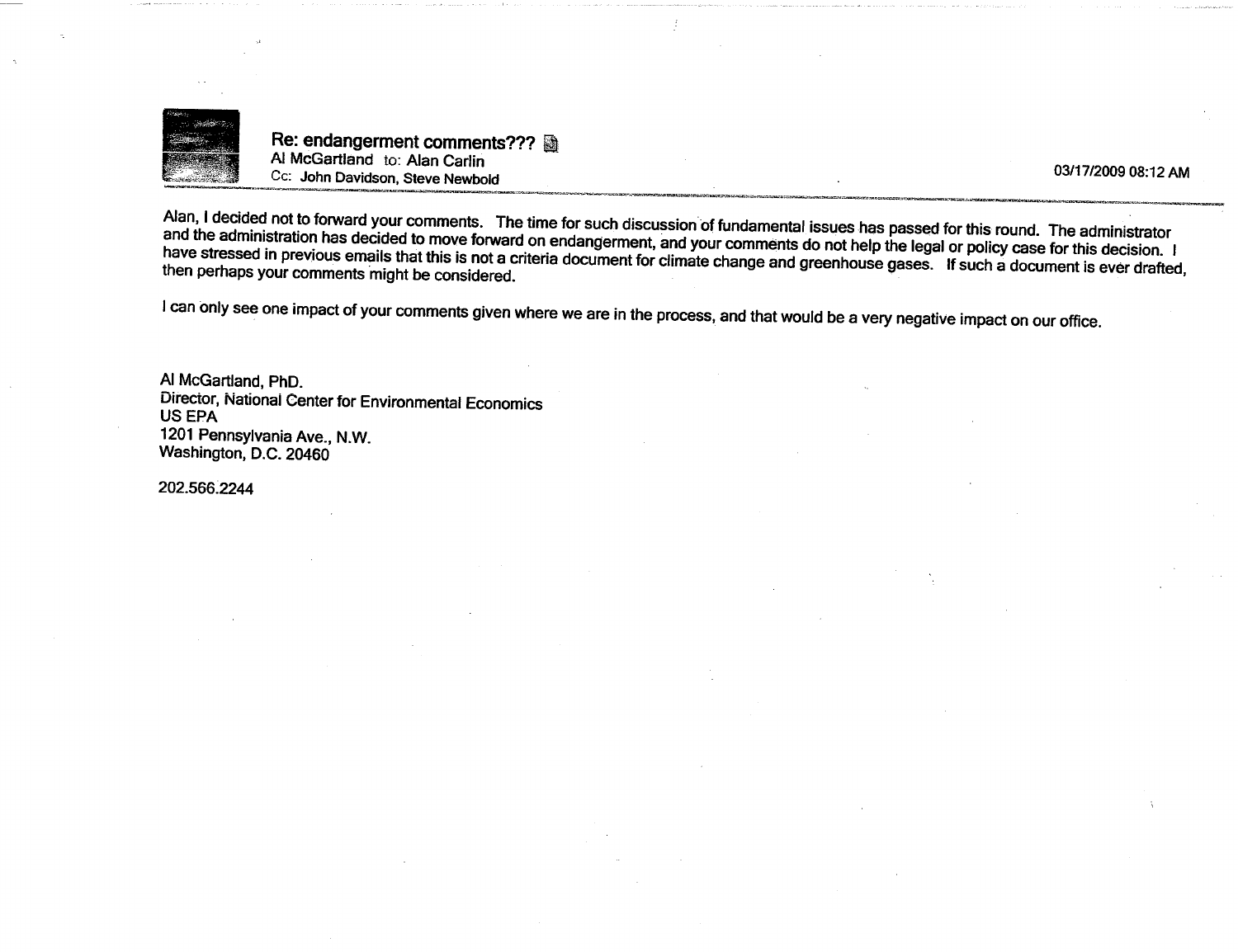**Re: endangerment comments???**
Al McGartland to: Alan Carlin
Cc: John Davidson, Steve Newbold

03/17/2009 08:12 AM

Alan, I decided not to forward your comments. The time for such discussion of fundamental issues has passed for this round. The administrator and the administration has decided to move forward on endangerment, and your comments do not help the legal or policy case for this decision. I have stressed in previous emails that this is not a criteria document for climate change and greenhouse gases. If such a document is ever drafted, then perhaps your comments might be considered.

I can only see one impact of your comments given where we are in the process, and that would be a very negative impact on our office.

Al McGartland, PhD.
Director, National Center for Environmental Economics
US EPA
1201 Pennsylvania Ave., N.W.
Washington, D.C. 20460

202.566.2244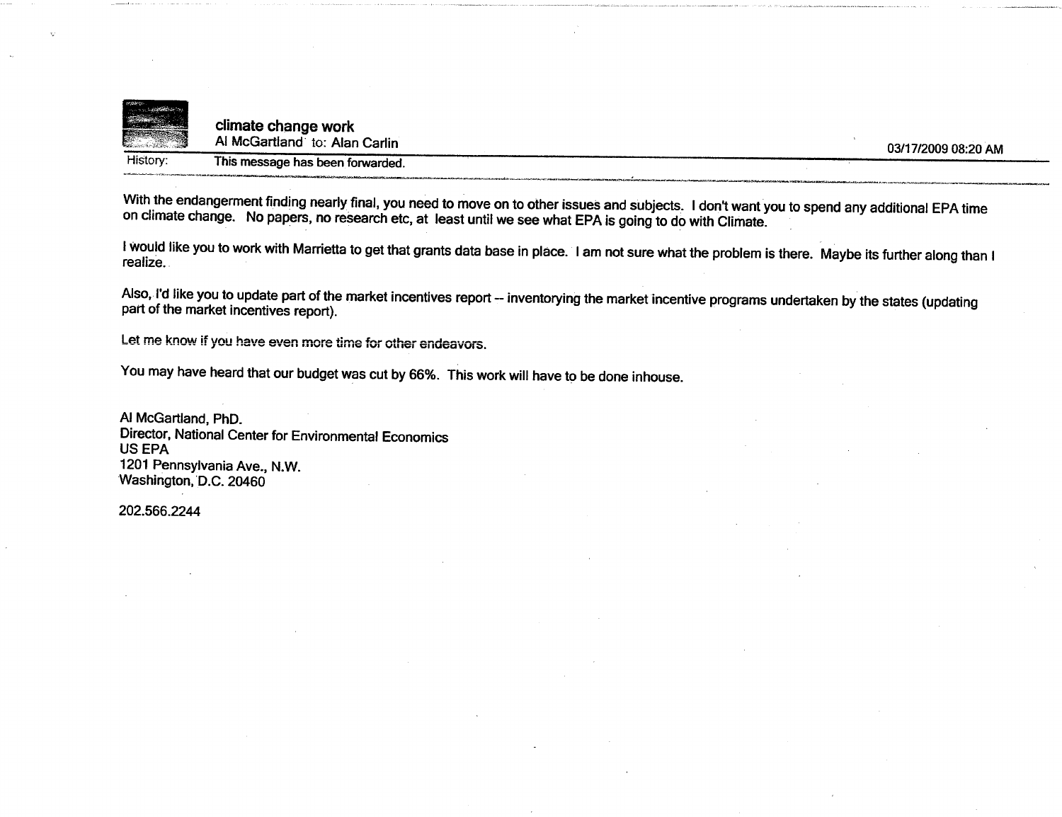**climate change work**
Al McGartland to: Alan Carlin — 03/17/2009 08:20 AM

History: This message has been forwarded.

---

With the endangerment finding nearly final, you need to move on to other issues and subjects. I don't want you to spend any additional EPA time on climate change. No papers, no research etc, at least until we see what EPA is going to do with Climate.

I would like you to work with Marrietta to get that grants data base in place. I am not sure what the problem is there. Maybe its further along than I realize.

Also, I'd like you to update part of the market incentives report -- inventorying the market incentive programs undertaken by the states (updating part of the market incentives report).

Let me know if you have even more time for other endeavors.

You may have heard that our budget was cut by 66%. This work will have to be done inhouse.

Al McGartland, PhD.
Director, National Center for Environmental Economics
US EPA
1201 Pennsylvania Ave., N.W.
Washington, D.C. 20460

202.566.2244